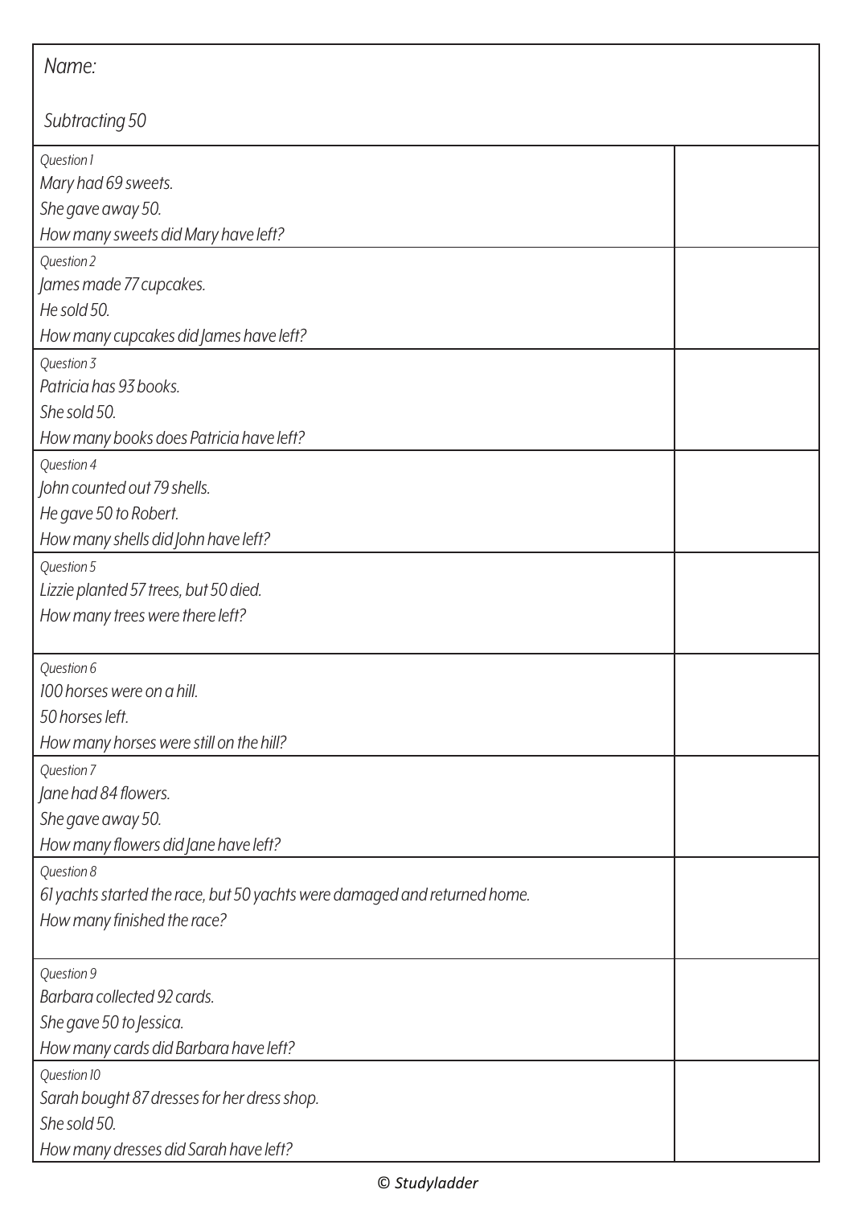Name:

Subtracting 50

| | |
|---|---|
| *Question 1*<br>*Mary had 69 sweets.*<br>*She gave away 50.*<br>*How many sweets did Mary have left?* | |
| *Question 2*<br>*James made 77 cupcakes.*<br>*He sold 50.*<br>*How many cupcakes did James have left?* | |
| *Question 3*<br>*Patricia has 93 books.*<br>*She sold 50.*<br>*How many books does Patricia have left?* | |
| *Question 4*<br>*John counted out 79 shells.*<br>*He gave 50 to Robert.*<br>*How many shells did John have left?* | |
| *Question 5*<br>*Lizzie planted 57 trees, but 50 died.*<br>*How many trees were there left?* | |
| *Question 6*<br>*100 horses were on a hill.*<br>*50 horses left.*<br>*How many horses were still on the hill?* | |
| *Question 7*<br>*Jane had 84 flowers.*<br>*She gave away 50.*<br>*How many flowers did Jane have left?* | |
| *Question 8*<br>*61 yachts started the race, but 50 yachts were damaged and returned home.*<br>*How many finished the race?* | |
| *Question 9*<br>*Barbara collected 92 cards.*<br>*She gave 50 to Jessica.*<br>*How many cards did Barbara have left?* | |
| *Question 10*<br>*Sarah bought 87 dresses for her dress shop.*<br>*She sold 50.*<br>*How many dresses did Sarah have left?* | |

*© Studyladder*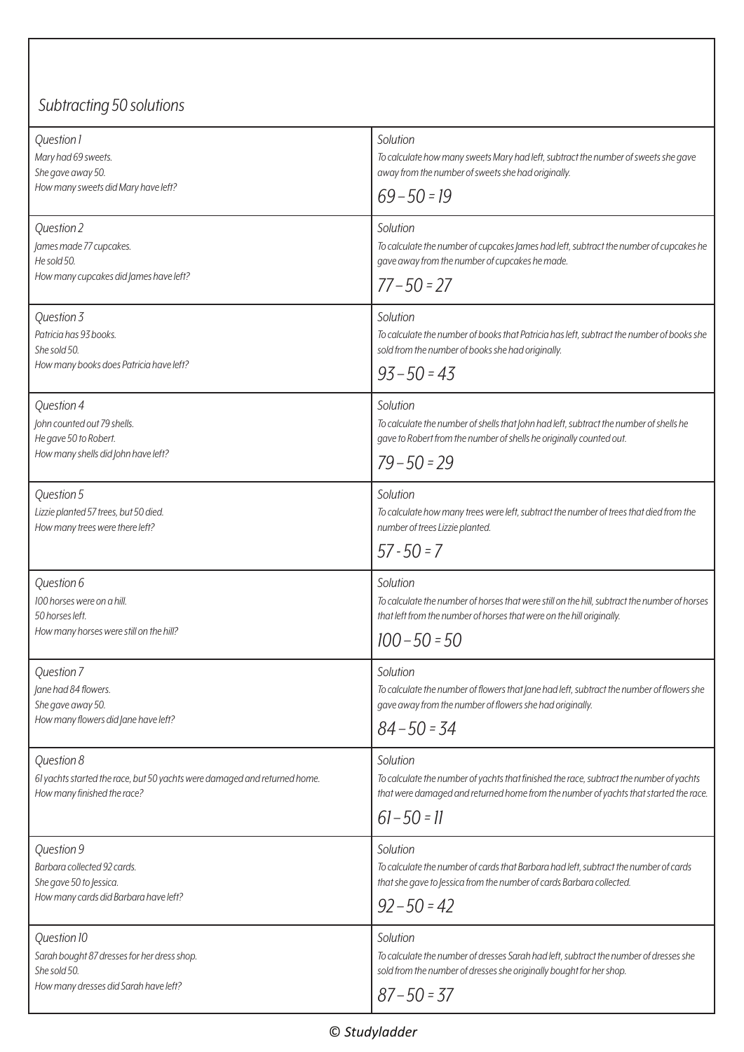# Subtracting 50 solutions

| | |
|---|---|
| *Question 1*<br>*Mary had 69 sweets.*<br>*She gave away 50.*<br>*How many sweets did Mary have left?* | *Solution*<br>*To calculate how many sweets Mary had left, subtract the number of sweets she gave away from the number of sweets she had originally.*<br>$69 - 50 = 19$ |
| *Question 2*<br>*James made 77 cupcakes.*<br>*He sold 50.*<br>*How many cupcakes did James have left?* | *Solution*<br>*To calculate the number of cupcakes James had left, subtract the number of cupcakes he gave away from the number of cupcakes he made.*<br>$77 - 50 = 27$ |
| *Question 3*<br>*Patricia has 93 books.*<br>*She sold 50.*<br>*How many books does Patricia have left?* | *Solution*<br>*To calculate the number of books that Patricia has left, subtract the number of books she sold from the number of books she had originally.*<br>$93 - 50 = 43$ |
| *Question 4*<br>*John counted out 79 shells.*<br>*He gave 50 to Robert.*<br>*How many shells did John have left?* | *Solution*<br>*To calculate the number of shells that John had left, subtract the number of shells he gave to Robert from the number of shells he originally counted out.*<br>$79 - 50 = 29$ |
| *Question 5*<br>*Lizzie planted 57 trees, but 50 died.*<br>*How many trees were there left?* | *Solution*<br>*To calculate how many trees were left, subtract the number of trees that died from the number of trees Lizzie planted.*<br>$57 - 50 = 7$ |
| *Question 6*<br>*100 horses were on a hill.*<br>*50 horses left.*<br>*How many horses were still on the hill?* | *Solution*<br>*To calculate the number of horses that were still on the hill, subtract the number of horses that left from the number of horses that were on the hill originally.*<br>$100 - 50 = 50$ |
| *Question 7*<br>*Jane had 84 flowers.*<br>*She gave away 50.*<br>*How many flowers did Jane have left?* | *Solution*<br>*To calculate the number of flowers that Jane had left, subtract the number of flowers she gave away from the number of flowers she had originally.*<br>$84 - 50 = 34$ |
| *Question 8*<br>*61 yachts started the race, but 50 yachts were damaged and returned home.*<br>*How many finished the race?* | *Solution*<br>*To calculate the number of yachts that finished the race, subtract the number of yachts that were damaged and returned home from the number of yachts that started the race.*<br>$61 - 50 = 11$ |
| *Question 9*<br>*Barbara collected 92 cards.*<br>*She gave 50 to Jessica.*<br>*How many cards did Barbara have left?* | *Solution*<br>*To calculate the number of cards that Barbara had left, subtract the number of cards that she gave to Jessica from the number of cards Barbara collected.*<br>$92 - 50 = 42$ |
| *Question 10*<br>*Sarah bought 87 dresses for her dress shop.*<br>*She sold 50.*<br>*How many dresses did Sarah have left?* | *Solution*<br>*To calculate the number of dresses Sarah had left, subtract the number of dresses she sold from the number of dresses she originally bought for her shop.*<br>$87 - 50 = 37$ |

© *Studyladder*